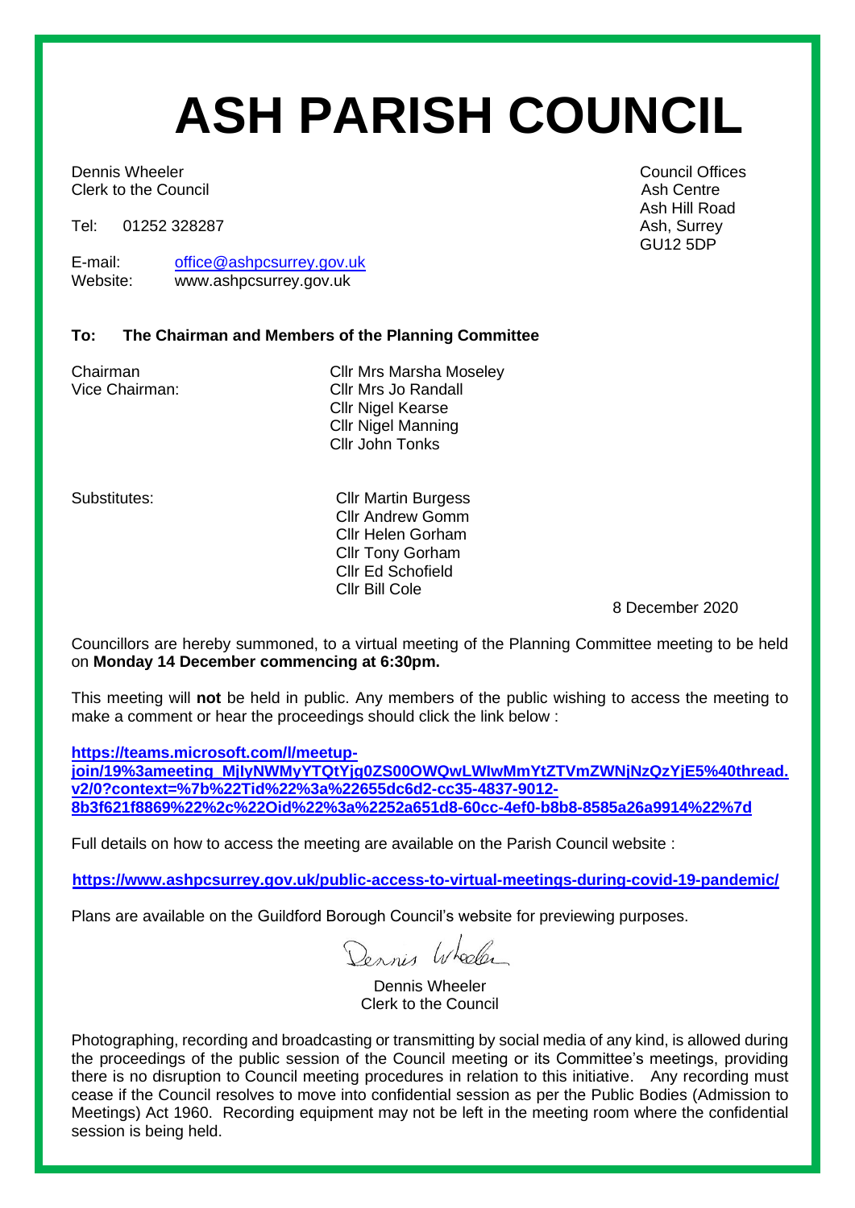# ASH PARISH COUNCIL

Dennis Wheeler
Clerk to the Council

Tel: 01252 328287

E-mail: office@ashpcsurrey.gov.uk
Website: www.ashpcsurrey.gov.uk

Council Offices
Ash Centre
Ash Hill Road
Ash, Surrey
GU12 5DP

**To: The Chairman and Members of the Planning Committee**

| | |
|---|---|
| Chairman | Cllr Mrs Marsha Moseley |
| Vice Chairman: | Cllr Mrs Jo Randall |
| | Cllr Nigel Kearse |
| | Cllr Nigel Manning |
| | Cllr John Tonks |
| Substitutes: | Cllr Martin Burgess |
| | Cllr Andrew Gomm |
| | Cllr Helen Gorham |
| | Cllr Tony Gorham |
| | Cllr Ed Schofield |
| | Cllr Bill Cole |

8 December 2020

Councillors are hereby summoned, to a virtual meeting of the Planning Committee meeting to be held on **Monday 14 December commencing at 6:30pm.**

This meeting will **not** be held in public. Any members of the public wishing to access the meeting to make a comment or hear the proceedings should click the link below :

**https://teams.microsoft.com/l/meetup-join/19%3ameeting_MjIyNWMyYTQtYjg0ZS00OWQwLWIwMmYtZTVmZWNjNzQzYjE5%40thread.v2/0?context=%7b%22Tid%22%3a%22655dc6d2-cc35-4837-9012-8b3f621f8869%22%2c%22Oid%22%3a%2252a651d8-60cc-4ef0-b8b8-8585a26a9914%22%7d**

Full details on how to access the meeting are available on the Parish Council website :

**https://www.ashpcsurrey.gov.uk/public-access-to-virtual-meetings-during-covid-19-pandemic/**

Plans are available on the Guildford Borough Council's website for previewing purposes.

Dennis Wheeler

Dennis Wheeler
Clerk to the Council

Photographing, recording and broadcasting or transmitting by social media of any kind, is allowed during the proceedings of the public session of the Council meeting or its Committee's meetings, providing there is no disruption to Council meeting procedures in relation to this initiative. Any recording must cease if the Council resolves to move into confidential session as per the Public Bodies (Admission to Meetings) Act 1960. Recording equipment may not be left in the meeting room where the confidential session is being held.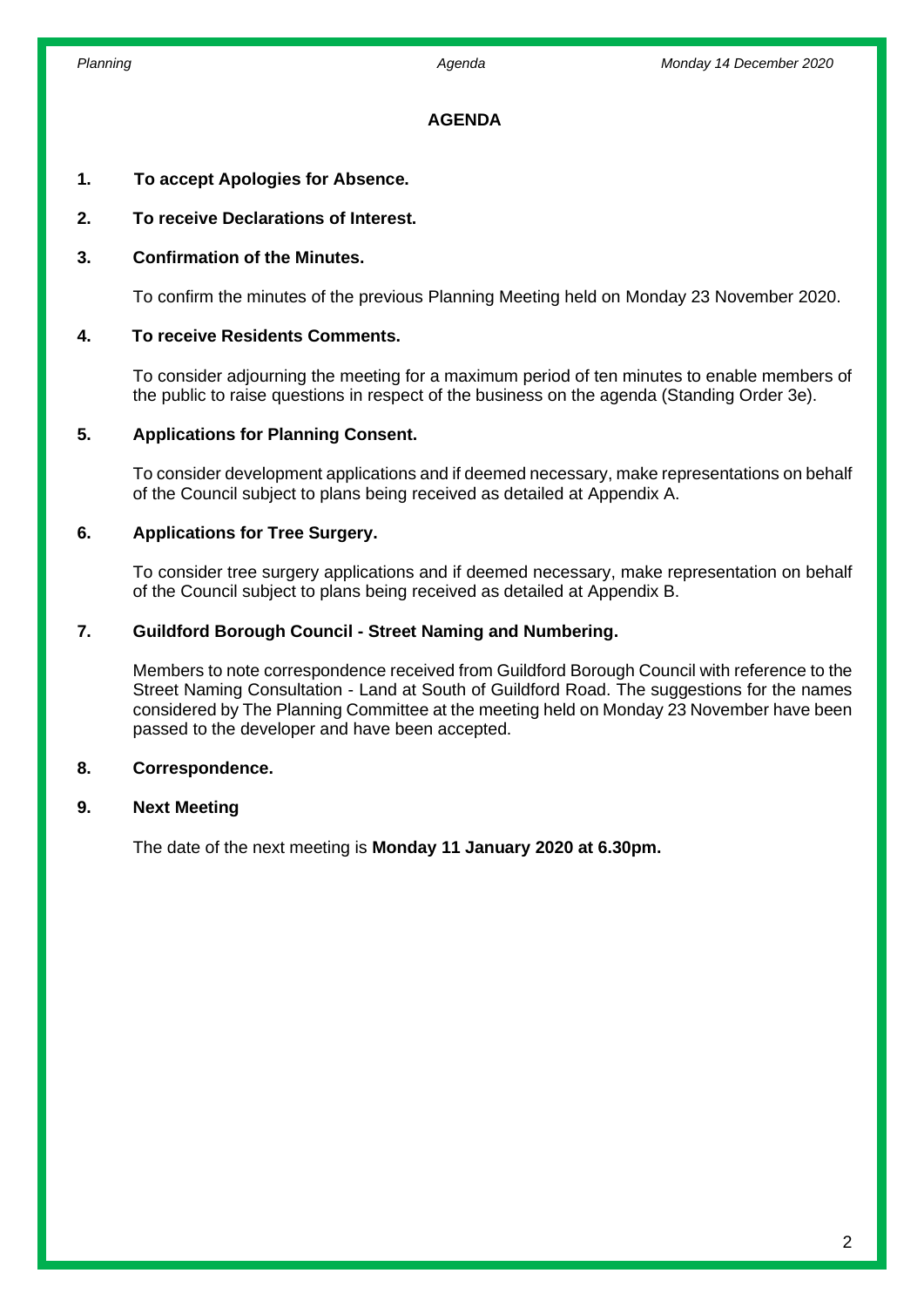# AGENDA

**1. To accept Apologies for Absence.**

**2. To receive Declarations of Interest.**

**3. Confirmation of the Minutes.**

To confirm the minutes of the previous Planning Meeting held on Monday 23 November 2020.

**4. To receive Residents Comments.**

To consider adjourning the meeting for a maximum period of ten minutes to enable members of the public to raise questions in respect of the business on the agenda (Standing Order 3e).

**5. Applications for Planning Consent.**

To consider development applications and if deemed necessary, make representations on behalf of the Council subject to plans being received as detailed at Appendix A.

**6. Applications for Tree Surgery.**

To consider tree surgery applications and if deemed necessary, make representation on behalf of the Council subject to plans being received as detailed at Appendix B.

**7. Guildford Borough Council - Street Naming and Numbering.**

Members to note correspondence received from Guildford Borough Council with reference to the Street Naming Consultation - Land at South of Guildford Road. The suggestions for the names considered by The Planning Committee at the meeting held on Monday 23 November have been passed to the developer and have been accepted.

**8. Correspondence.**

**9. Next Meeting**

The date of the next meeting is **Monday 11 January 2020 at 6.30pm.**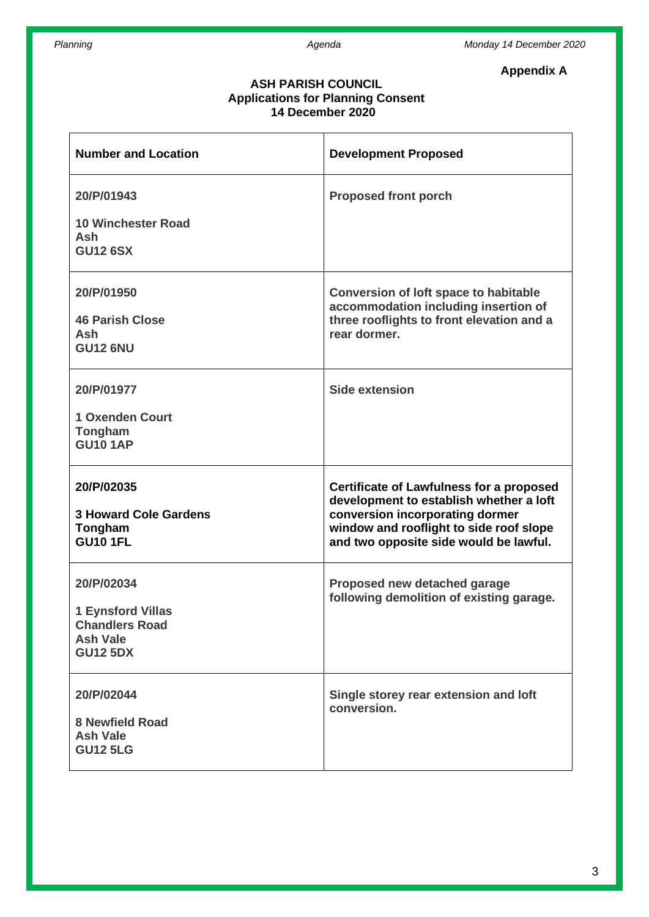**Appendix A**

**ASH PARISH COUNCIL**
**Applications for Planning Consent**
**14 December 2020**

| **Number and Location** | **Development Proposed** |
|---|---|
| **20/P/01943**<br><br>**10 Winchester Road**<br>**Ash**<br>**GU12 6SX** | **Proposed front porch** |
| **20/P/01950**<br><br>**46 Parish Close**<br>**Ash**<br>**GU12 6NU** | **Conversion of loft space to habitable accommodation including insertion of three rooflights to front elevation and a rear dormer.** |
| **20/P/01977**<br><br>**1 Oxenden Court**<br>**Tongham**<br>**GU10 1AP** | **Side extension** |
| **20/P/02035**<br><br>**3 Howard Cole Gardens**<br>**Tongham**<br>**GU10 1FL** | **Certificate of Lawfulness for a proposed development to establish whether a loft conversion incorporating dormer window and rooflight to side roof slope and two opposite side would be lawful.** |
| **20/P/02034**<br><br>**1 Eynsford Villas**<br>**Chandlers Road**<br>**Ash Vale**<br>**GU12 5DX** | **Proposed new detached garage following demolition of existing garage.** |
| **20/P/02044**<br><br>**8 Newfield Road**<br>**Ash Vale**<br>**GU12 5LG** | **Single storey rear extension and loft conversion.** |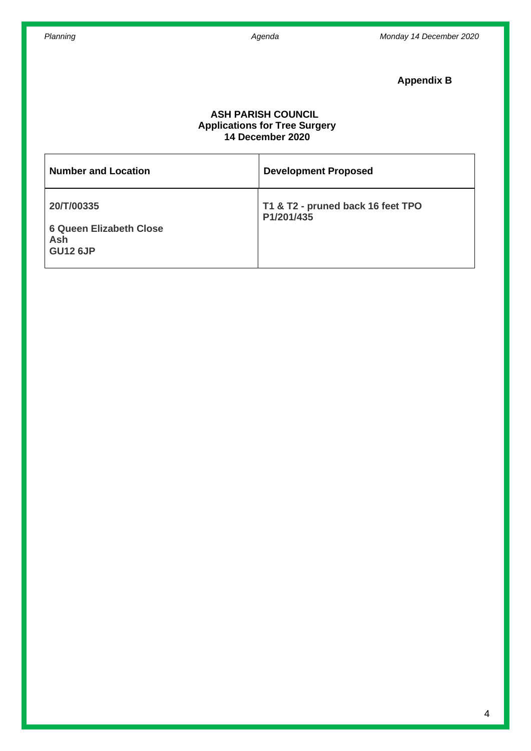**Appendix B**

**ASH PARISH COUNCIL**
**Applications for Tree Surgery**
**14 December 2020**

| Number and Location | Development Proposed |
| --- | --- |
| **20/T/00335**<br><br>**6 Queen Elizabeth Close**<br>**Ash**<br>**GU12 6JP** | **T1 & T2 - pruned back 16 feet TPO P1/201/435** |